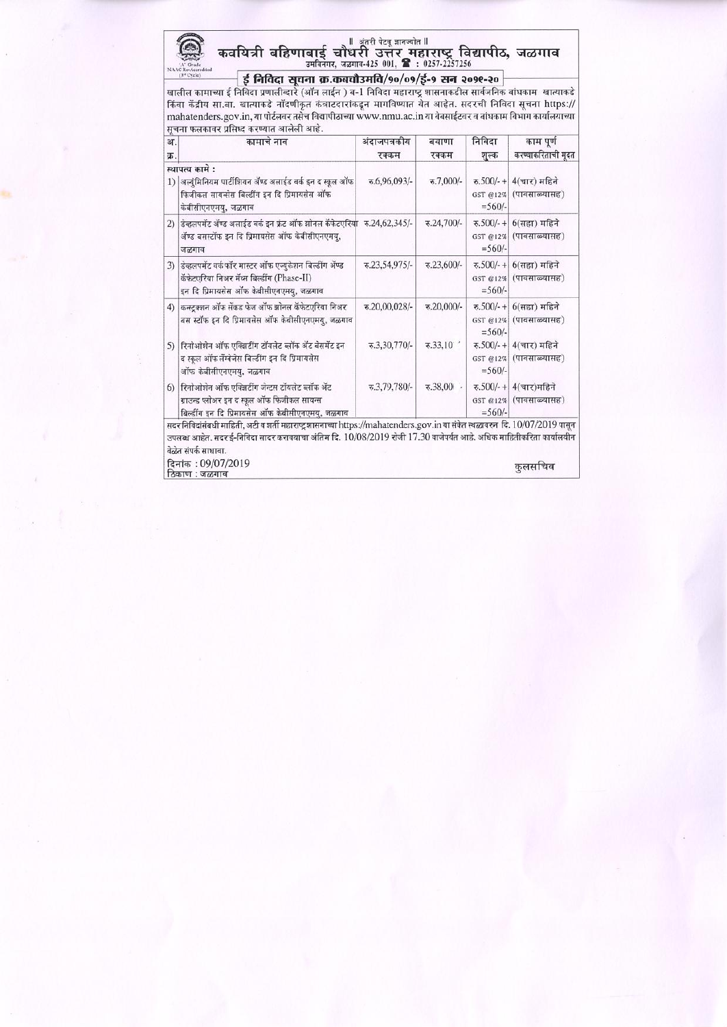॥ अंतरी पेटवू ज्ञानज्योत ॥

# कवयित्री बहिणाबाई चौधरी उत्तर महाराष्ट्र विद्यापीठ, जळगाव

उमविनगर, जळगाव-425 001, ☎ : 0257-2257256

'A' Grade NAAC Re-Accredited (3rd Cycle)

## ई निविदा सूचना क्र.कबचौउमवि/१०/०१/ई-१ सन २०१९-२०

खालील कामाच्या ई निविदा प्रणालीव्दारे (ऑन लाईन) ब-1 निविदा महाराष्ट्र शासनाकडील सार्वजनिक बांधकाम खात्याकडे किंवा केंद्रीय सा.बा. खात्याकडे नोंदणीकृत कंत्राटदारांकडून मागविण्यात येत आहेत. सदरची निविदा सूचना https://mahatenders.gov.in, या पोर्टलवर तसेच विद्यापीठाच्या www.nmu.ac.in या वेबसाईटवर व बांधकाम विभाग कार्यालयाच्या सूचना फलकावर प्रसिध्द करण्यात आलेली आहे.

| अ. क्र. | कामाचे नाव | अंदाजपत्रकीय रक्कम | बयाणा रक्कम | निविदा शुल्क | काम पूर्ण करण्याकरिताची मुदत |
|---|---|---|---|---|---|
| | स्थापत्य कामे : | | | | |
| 1) | अल्युमिनियम पार्टीशियन अँण्ड अलाईड वर्क इन द स्कूल ऑफ फिजीकल सायंसेस बिल्डींग इन दि प्रिमायसेस ऑफ केबीसीएनएमयु, जळगाव | रु.6,96,093/- | रु.7,000/- | रु.500/- + GST @12% =560/- | 4(चार) महिने (पावसाळ्यासह) |
| 2) | डेव्हलपमेंट अँण्ड अलाईड वर्क इन फ्रंट ऑफ झोनल कॅफेटएरिया अँण्ड बसस्टॉप इन दि प्रिमायसेस ऑफ केबीसीएनएमयु, जळगाव | रु.24,62,345/- | रु.24,700/- | रु.500/- + GST @12% =560/- | 6(सहा) महिने (पावसाळ्यासह) |
| 3) | डेव्हलपमेंट वर्क फॉर मास्टर ऑफ एज्युकेशन बिल्डींग अँण्ड कॅफेटएरिया निअर मॅथ्स बिल्डींग (Phase-II) इन दि प्रिमायसेस ऑफ केबीसीएनएमयु, जळगाव | रु.23,54,975/- | रु.23,600/- | रु.500/- + GST @12% =560/- | 6(सहा) महिने (पावसाळ्यासह) |
| 4) | कन्स्ट्रक्शन ऑफ सेंकड फेज ऑफ झोनल कॅफेटएरिया निअर बस स्टॉफ इन दि प्रिमायसेस ऑफ केबीसीएनएमयु, जळगाव | रु.20,00,028/- | रु.20,000/- | रु.500/- + GST @12% =560/- | 6(सहा) महिने (पावसाळ्यासह) |
| 5) | रिनोओशेन ऑफ एक्झिटींग टॉयलेट ब्लॉक अँट बेसमेंट इन द स्कूल ऑफ लँग्वेजेस बिल्डींग इन दि प्रिमायसेस ऑफ केबीसीएनएमयु, जळगाव | रु.3,30,770/- | रु.33,10 | रु.500/- + GST @12% =560/- | 4(चार) महिने (पावसाळ्यासह) |
| 6) | रिनोओशेन ऑफ एक्झिटींग जेन्टस टॉयलेट ब्लॉक अँट ग्राउन्ड फ्लोअर इन द स्कूल ऑफ फिजीकल सायन्स बिल्डींग इन दि प्रिमायसेस ऑफ केबीसीएनएमयु, जळगाव | रु.3,79,780/- | रु.38,00 | रु.500/- + GST @12% =560/- | 4(चार)महिने (पावसाळ्यासह) |

सदर निविदांसंबंधी माहिती, अटी व शर्ती महाराष्ट्र शासनाच्या https://mahatenders.gov.in या संकेत स्थळावरुन दि. 10/07/2019 पासून उपलब्ध आहेत. सदर ई-निविदा सादर करावयाचा अंतिम दि. 10/08/2019 रोजी 17.30 वाजेपर्यंत आहे. अधिक माहितीकरिता कार्यालयीन वेळेत संपर्क साधावा.

दिनांक : 09/07/2019
ठिकाण : जळगाव

कुलसचिव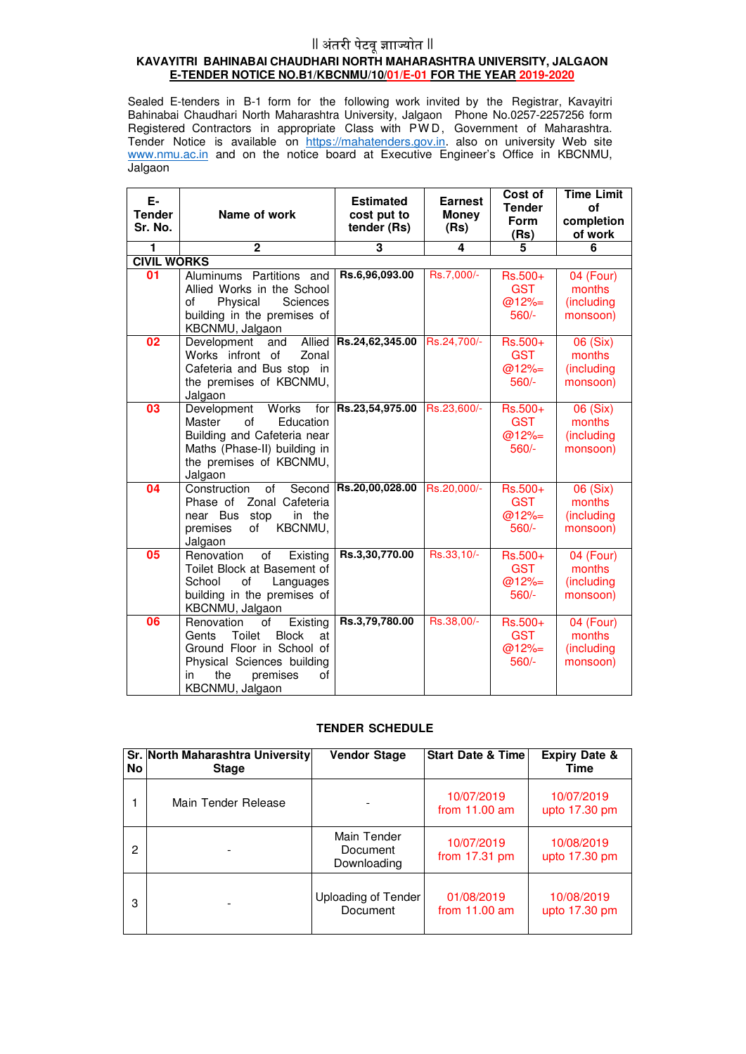|| अंतरी पेटवू ज्ञानज्योत ||

**KAVAYITRI BAHINABAI CHAUDHARI NORTH MAHARASHTRA UNIVERSITY, JALGAON**

**E-TENDER NOTICE NO.B1/KBCNMU/10/01/E-01 FOR THE YEAR 2019-2020**

Sealed E-tenders in B-1 form for the following work invited by the Registrar, Kavayitri Bahinabai Chaudhari North Maharashtra University, Jalgaon Phone No.0257-2257256 form Registered Contractors in appropriate Class with PWD, Government of Maharashtra. Tender Notice is available on https://mahatenders.gov.in. also on university Web site www.nmu.ac.in and on the notice board at Executive Engineer's Office in KBCNMU, Jalgaon

| E-Tender Sr. No. | Name of work | Estimated cost put to tender (Rs) | Earnest Money (Rs) | Cost of Tender Form (Rs) | Time Limit of completion of work |
|---|---|---|---|---|---|
| 1 | 2 | 3 | 4 | 5 | 6 |
| **CIVIL WORKS** | | | | | |
| **01** | Aluminums Partitions and Allied Works in the School of Physical Sciences building in the premises of KBCNMU, Jalgaon | **Rs.6,96,093.00** | Rs.7,000/- | Rs.500+ GST @12%= 560/- | 04 (Four) months (including monsoon) |
| **02** | Development and Allied Works infront of Zonal Cafeteria and Bus stop in the premises of KBCNMU, Jalgaon | **Rs.24,62,345.00** | Rs.24,700/- | Rs.500+ GST @12%= 560/- | 06 (Six) months (including monsoon) |
| **03** | Development Works for Master of Education Building and Cafeteria near Maths (Phase-II) building in the premises of KBCNMU, Jalgaon | **Rs.23,54,975.00** | Rs.23,600/- | Rs.500+ GST @12%= 560/- | 06 (Six) months (including monsoon) |
| **04** | Construction of Second Phase of Zonal Cafeteria near Bus stop in the premises of KBCNMU, Jalgaon | **Rs.20,00,028.00** | Rs.20,000/- | Rs.500+ GST @12%= 560/- | 06 (Six) months (including monsoon) |
| **05** | Renovation of Existing Toilet Block at Basement of School of Languages building in the premises of KBCNMU, Jalgaon | **Rs.3,30,770.00** | Rs.33,10/- | Rs.500+ GST @12%= 560/- | 04 (Four) months (including monsoon) |
| **06** | Renovation of Existing Gents Toilet Block at Ground Floor in School of Physical Sciences building in the premises of KBCNMU, Jalgaon | **Rs.3,79,780.00** | Rs.38,00/- | Rs.500+ GST @12%= 560/- | 04 (Four) months (including monsoon) |

**TENDER SCHEDULE**

| Sr. No | North Maharashtra University Stage | Vendor Stage | Start Date & Time | Expiry Date & Time |
|---|---|---|---|---|
| 1 | Main Tender Release | - | 10/07/2019 from 11.00 am | 10/07/2019 upto 17.30 pm |
| 2 | - | Main Tender Document Downloading | 10/07/2019 from 17.31 pm | 10/08/2019 upto 17.30 pm |
| 3 | - | Uploading of Tender Document | 01/08/2019 from 11.00 am | 10/08/2019 upto 17.30 pm |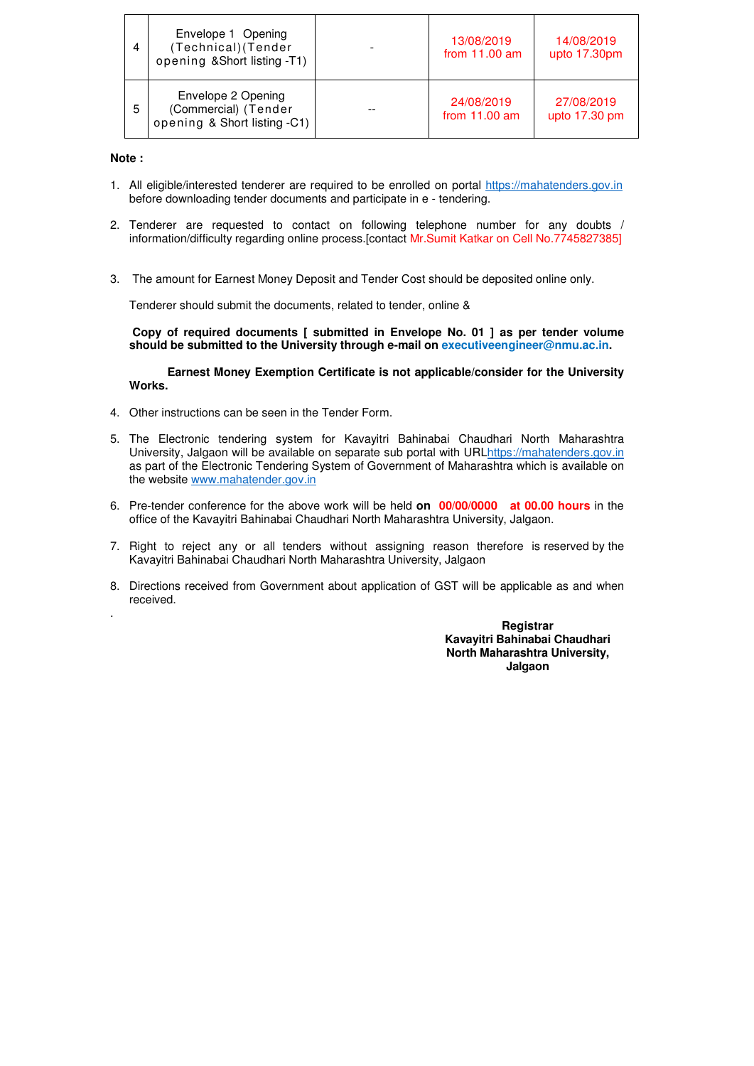| | | | | |
|---|---|---|---|---|
| 4 | Envelope 1 Opening (Technical)(Tender opening &Short listing -T1) | - | 13/08/2019 from 11.00 am | 14/08/2019 upto 17.30pm |
| 5 | Envelope 2 Opening (Commercial) (Tender opening & Short listing -C1) | -- | 24/08/2019 from 11.00 am | 27/08/2019 upto 17.30 pm |

**Note :**

1. All eligible/interested tenderer are required to be enrolled on portal https://mahatenders.gov.in before downloading tender documents and participate in e - tendering.

2. Tenderer are requested to contact on following telephone number for any doubts / information/difficulty regarding online process.[contact Mr.Sumit Katkar on Cell No.7745827385]

3. The amount for Earnest Money Deposit and Tender Cost should be deposited online only.

   Tenderer should submit the documents, related to tender, online &

   **Copy of required documents [ submitted in Envelope No. 01 ] as per tender volume should be submitted to the University through e-mail on executiveengineer@nmu.ac.in.**

   **Earnest Money Exemption Certificate is not applicable/consider for the University Works.**

4. Other instructions can be seen in the Tender Form.

5. The Electronic tendering system for Kavayitri Bahinabai Chaudhari North Maharashtra University, Jalgaon will be available on separate sub portal with URLhttps://mahatenders.gov.in as part of the Electronic Tendering System of Government of Maharashtra which is available on the website www.mahatender.gov.in

6. Pre-tender conference for the above work will be held **on 00/00/0000 at 00.00 hours** in the office of the Kavayitri Bahinabai Chaudhari North Maharashtra University, Jalgaon.

7. Right to reject any or all tenders without assigning reason therefore is reserved by the Kavayitri Bahinabai Chaudhari North Maharashtra University, Jalgaon

8. Directions received from Government about application of GST will be applicable as and when received.

.

**Registrar**
**Kavayitri Bahinabai Chaudhari**
**North Maharashtra University,**
**Jalgaon**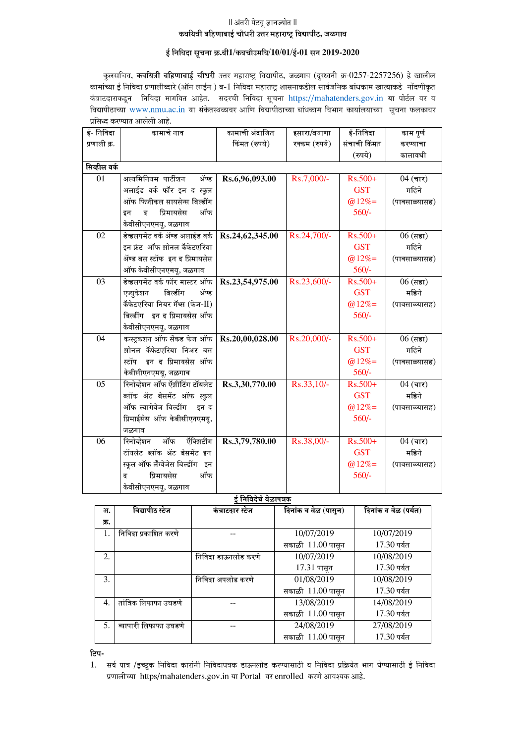॥ अंतरी पेटवू ज्ञानज्योत ॥

**कवयित्री बहिणाबाई चौधरी उत्तर महाराष्ट्र विद्यापीठ, जळगाव**

**ई निविदा सूचना क्र.बी1/कबचौउमवि/10/01/ई-01 सन 2019-2020**

कुलसचिव, **कवयित्री बहिणाबाई चौधरी** उत्तर महाराष्ट्र विद्यापीठ, जळगाव (दुरध्वनी क्र-0257-2257256) हे खालील कामांच्या ई निविदा प्रणालीद्वारे (ऑन लाईन ) ब-1 निविदा महाराष्ट्र शासनाकडील सार्वजनिक बांधकाम खात्याकडे नोंदणीकृत कंत्राटदाराकडून निविदा मागवित आहेत. सदरची निविदा सूचना https://mahatenders.gov.in या पोर्टल वर व विद्यापीठाच्या www.nmu.ac.in या संकेतस्थळावर आणि विद्यापीठाच्या बांधकाम विभाग कार्यालयाच्या सूचना फलकावर प्रसिध्द करण्यात आलेली आहे.

| ई- निविदा प्रणाली क्र. | कामाचे नाव | कामाची अंदाजित किंमत (रुपये) | इसारा/बयाणा रक्कम (रुपये) | ई-निविदा संचाची किंमत (रुपये) | काम पूर्ण करण्याचा कालावधी |
|---|---|---|---|---|---|
| **सिव्हील वर्क** | | | | | |
| 01 | अल्यमिनियम पार्टीशन ॲण्ड अलाईड वर्क फॉर इन द स्कूल ऑफ फिजीकल सायसेन्स बिल्डींग इन द प्रिमायसेस ऑफ केबीसीएनएमयू, जळगाव | **Rs.6,96,093.00** | Rs.7,000/- | Rs.500+ GST @12%= 560/- | 04 (चार) महिने (पावसाळ्यासह) |
| 02 | डेव्हलपमेंट वर्क ॲण्ड अलाईड वर्क इन फ्रंट ऑफ झोनल कॅफेटएरिया ॲण्ड बस स्टॉप इन द प्रिमायसेस ऑफ केबीसीएनएमयू, जळगाव | **Rs.24,62,345.00** | Rs.24,700/- | Rs.500+ GST @12%= 560/- | 06 (सहा) महिने (पावसाळ्यासह) |
| 03 | डेव्हलपमेंट वर्क फॉर मास्टर ऑफ एज्युकेशन बिल्डींग ॲण्ड कॅफेटएरिया नियर मॅथ्स (फेज-II) बिल्डींग इन द प्रिमायसेस ऑफ केबीसीएनएमयू, जळगाव | **Rs.23,54,975.00** | Rs.23,600/- | Rs.500+ GST @12%= 560/- | 06 (सहा) महिने (पावसाळ्यासह) |
| 04 | कन्स्ट्रकशन ऑफ सेकड फेज ऑफ झोनल कॅफेटएरिया निअर बस स्टॉप इन द प्रिमायसेस ऑफ केबीसीएनएमयू, जळगाव | **Rs.20,00,028.00** | Rs.20,000/- | Rs.500+ GST @12%= 560/- | 06 (सहा) महिने (पावसाळ्यासह) |
| 05 | रिनोव्हेशन ऑफ ऍंझीटिंग टॉयलेट ब्लॉक ॲट बेसमेंट ऑफ स्कूल ऑफ ल्यागेवेज बिल्डींग इन द प्रिमाईसेस ऑफ केबीसीएनएमयू, जळगाव | **Rs.3,30,770.00** | Rs.33,10/- | Rs.500+ GST @12%= 560/- | 04 (चार) महिने (पावसाळ्यासह) |
| 06 | रिनोव्हेशन ऑफ ऍंक्झिटींग टॉयलेट ब्लॉक ॲट बेसमेंट इन स्कूल ऑफ लॅंग्वेजेस बिल्डींग इन द प्रिमायसेस ऑफ केबीसीएनएमयू, जळगाव | **Rs.3,79,780.00** | Rs.38,00/- | Rs.500+ GST @12%= 560/- | 04 (चार) महिने (पावसाळ्यासह) |

**ई निविदेचे वेळापत्रक**

| अ. क्र. | विद्यापीठ स्टेज | कंत्राटदार स्टेज | दिनांक व वेळ (पासून) | दिनांक व वेळ (पर्यत) |
|---|---|---|---|---|
| 1. | निविदा प्रकाशित करणे | -- | 10/07/2019 सकाळी 11.00 पासून | 10/07/2019 17.30 पर्यत |
| 2. | | निविदा डाऊनलोड करणे | 10/07/2019 17.31 पासून | 10/08/2019 17.30 पर्यत |
| 3. | | निविदा अपलोड करणे | 01/08/2019 सकाळी 11.00 पासून | 10/08/2019 17.30 पर्यत |
| 4. | तांत्रिक लिफाफा उघडणे | -- | 13/08/2019 सकाळी 11.00 पासून | 14/08/2019 17.30 पर्यत |
| 5. | व्यापारी लिफाफा उघडणे | -- | 24/08/2019 सकाळी 11.00 पासून | 27/08/2019 17.30 पर्यत |

**टिप-**

1. सर्व पात्र /इच्छुक निविदा कारांनी निविदापत्रक डाऊनलोड करण्यासाठी व निविदा प्रक्रियेत भाग घेण्यासाठी ई निविदा प्रणालीच्या https/mahatenders.gov.in या Portal वर enrolled करणे आवश्यक आहे.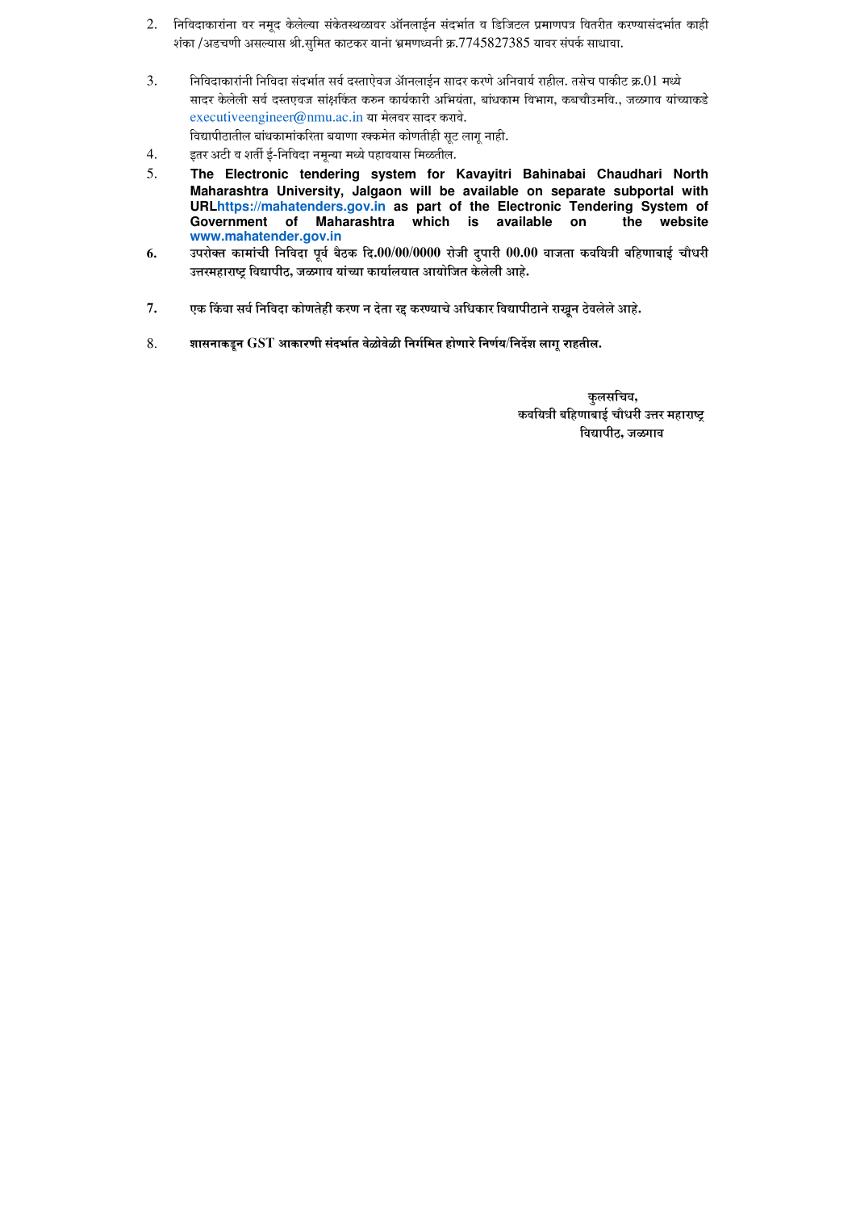2. निविदाकारांना वर नमूद केलेल्या संकेतस्थळावर ऑनलाईन संदर्भात व डिजिटल प्रमाणपत्र वितरीत करण्यासंदर्भात काही शंका /अडचणी असल्यास श्री.सुमित काटकर यानां भ्रमणध्वनी क्र.7745827385 यावर संपर्क साधावा.

3. निविदाकारांनी निविदा संदर्भात सर्व दस्ताऐवज ऑनलाईन सादर करणे अनिवार्य राहील. तसेच पाकीट क्र.01 मध्ये सादर केलेली सर्व दस्तएवज सांक्षकिंत करुन कार्यकारी अभियंता, बांधकाम विभाग, कबचौउमवि., जळगाव यांच्याकडे executiveengineer@nmu.ac.in या मेलवर सादर करावे.
   विद्यापीठातील बांधकामांकरिता बयाणा रक्कमेत कोणतीही सूट लागू नाही.

4. इतर अटी व शर्ती ई-निविदा नमून्या मध्ये पहावयास मिळतील.

5. **The Electronic tendering system for Kavayitri Bahinabai Chaudhari North Maharashtra University, Jalgaon will be available on separate subportal with URLhttps://mahatenders.gov.in as part of the Electronic Tendering System of Government of Maharashtra which is available on the website www.mahatender.gov.in**

6. **उपरोक्त कामांची निविदा पूर्व बैठक दि.00/00/0000 रोजी दुपारी 00.00 वाजता कवयित्री बहिणाबाई चौधरी उत्तरमहाराष्ट्र विद्यापीठ, जळगाव यांच्या कार्यालयात आयोजित केलेली आहे.**

7. **एक किंवा सर्व निविदा कोणतेही करण न देता रद्द करण्याचे अधिकार विद्यापीठाने राखून ठेवलेले आहे.**

8. **शासनाकडून GST आकारणी संदर्भात वेळोवेळी निर्गमित होणारे निर्णय/निर्देश लागू राहतील.**

**कुलसचिव,**
**कवयित्री बहिणाबाई चौधरी उत्तर महाराष्ट्र**
**विद्यापीठ, जळगाव**